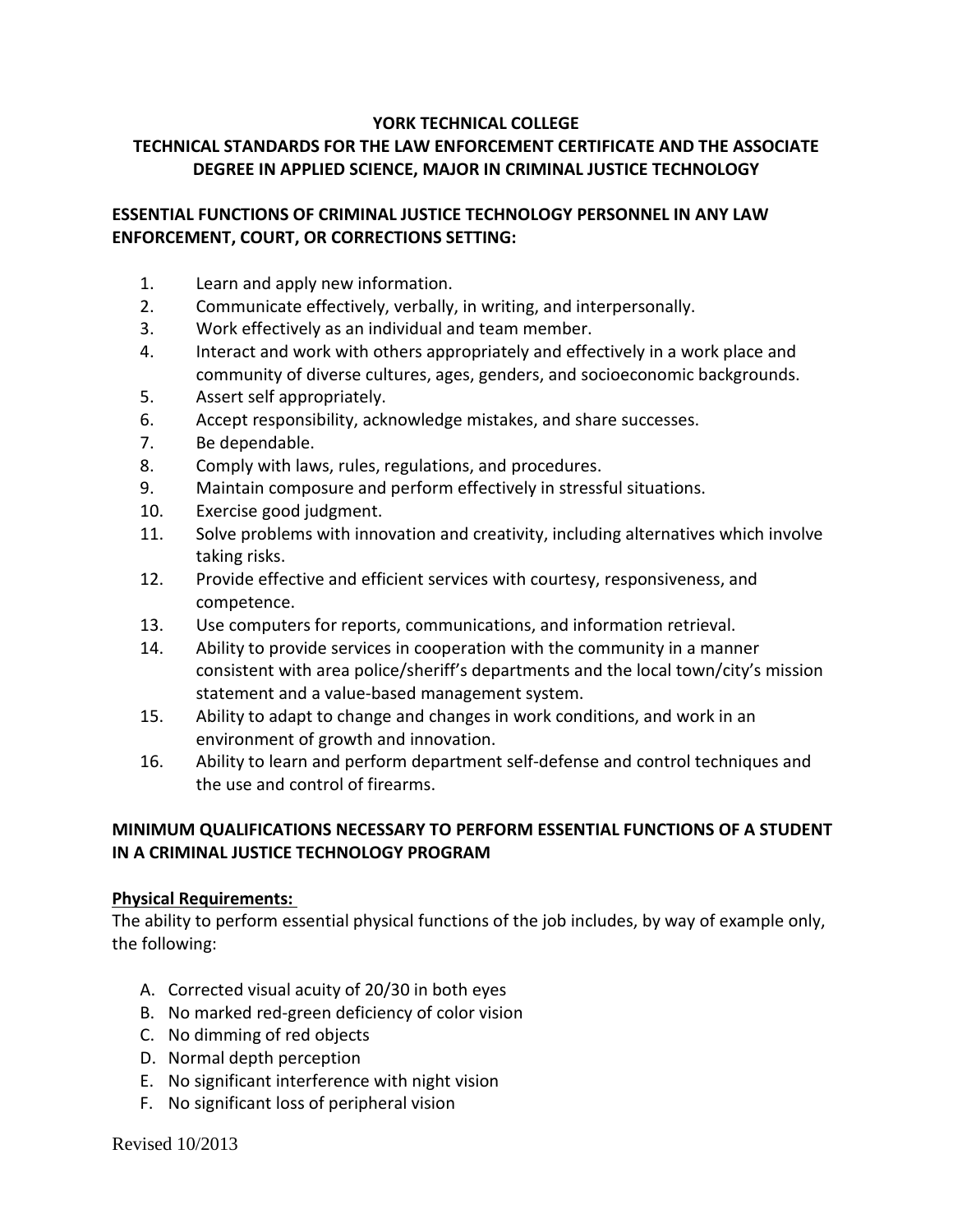# YORK TECHNICAL COLLEGE

## TECHNICAL STANDARDS FOR THE LAW ENFORCEMENT CERTIFICATE AND THE ASSOCIATE DEGREE IN APPLIED SCIENCE, MAJOR IN CRIMINAL JUSTICE TECHNOLOGY

### ESSENTIAL FUNCTIONS OF CRIMINAL JUSTICE TECHNOLOGY PERSONNEL IN ANY LAW ENFORCEMENT, COURT, OR CORRECTIONS SETTING:

1. Learn and apply new information.
2. Communicate effectively, verbally, in writing, and interpersonally.
3. Work effectively as an individual and team member.
4. Interact and work with others appropriately and effectively in a work place and community of diverse cultures, ages, genders, and socioeconomic backgrounds.
5. Assert self appropriately.
6. Accept responsibility, acknowledge mistakes, and share successes.
7. Be dependable.
8. Comply with laws, rules, regulations, and procedures.
9. Maintain composure and perform effectively in stressful situations.
10. Exercise good judgment.
11. Solve problems with innovation and creativity, including alternatives which involve taking risks.
12. Provide effective and efficient services with courtesy, responsiveness, and competence.
13. Use computers for reports, communications, and information retrieval.
14. Ability to provide services in cooperation with the community in a manner consistent with area police/sheriff's departments and the local town/city's mission statement and a value-based management system.
15. Ability to adapt to change and changes in work conditions, and work in an environment of growth and innovation.
16. Ability to learn and perform department self-defense and control techniques and the use and control of firearms.

### MINIMUM QUALIFICATIONS NECESSARY TO PERFORM ESSENTIAL FUNCTIONS OF A STUDENT IN A CRIMINAL JUSTICE TECHNOLOGY PROGRAM

**Physical Requirements:**

The ability to perform essential physical functions of the job includes, by way of example only, the following:

A. Corrected visual acuity of 20/30 in both eyes
B. No marked red-green deficiency of color vision
C. No dimming of red objects
D. Normal depth perception
E. No significant interference with night vision
F. No significant loss of peripheral vision

Revised 10/2013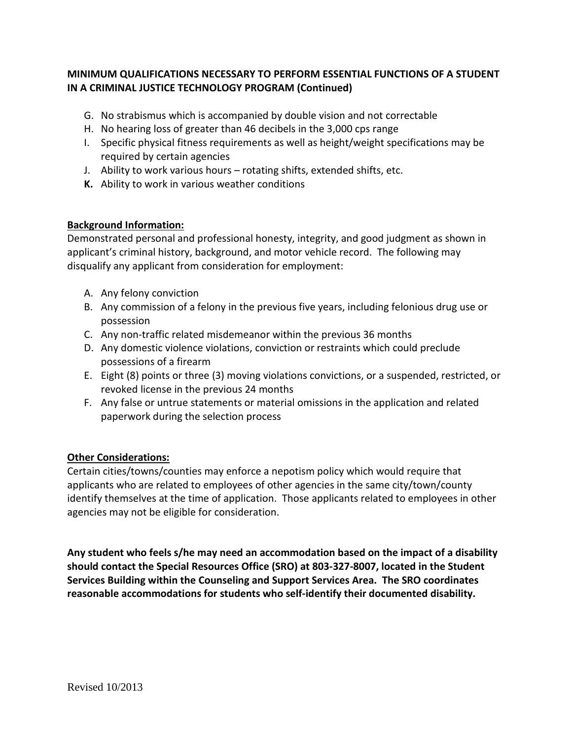**MINIMUM QUALIFICATIONS NECESSARY TO PERFORM ESSENTIAL FUNCTIONS OF A STUDENT IN A CRIMINAL JUSTICE TECHNOLOGY PROGRAM (Continued)**

G. No strabismus which is accompanied by double vision and not correctable
H. No hearing loss of greater than 46 decibels in the 3,000 cps range
I. Specific physical fitness requirements as well as height/weight specifications may be required by certain agencies
J. Ability to work various hours – rotating shifts, extended shifts, etc.
**K.** Ability to work in various weather conditions

**Background Information:**

Demonstrated personal and professional honesty, integrity, and good judgment as shown in applicant's criminal history, background, and motor vehicle record. The following may disqualify any applicant from consideration for employment:

A. Any felony conviction
B. Any commission of a felony in the previous five years, including felonious drug use or possession
C. Any non-traffic related misdemeanor within the previous 36 months
D. Any domestic violence violations, conviction or restraints which could preclude possessions of a firearm
E. Eight (8) points or three (3) moving violations convictions, or a suspended, restricted, or revoked license in the previous 24 months
F. Any false or untrue statements or material omissions in the application and related paperwork during the selection process

**Other Considerations:**

Certain cities/towns/counties may enforce a nepotism policy which would require that applicants who are related to employees of other agencies in the same city/town/county identify themselves at the time of application. Those applicants related to employees in other agencies may not be eligible for consideration.

**Any student who feels s/he may need an accommodation based on the impact of a disability should contact the Special Resources Office (SRO) at 803-327-8007, located in the Student Services Building within the Counseling and Support Services Area. The SRO coordinates reasonable accommodations for students who self-identify their documented disability.**

Revised 10/2013